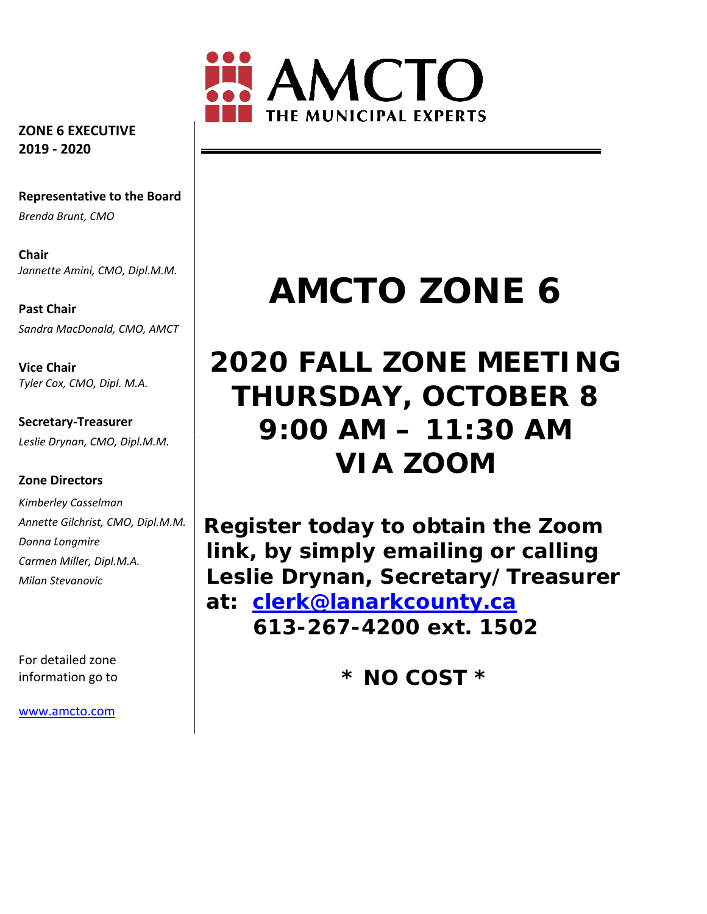AMCTO
THE MUNICIPAL EXPERTS

**ZONE 6 EXECUTIVE**
**2019 - 2020**

**Representative to the Board**
*Brenda Brunt, CMO*

**Chair**
*Jannette Amini, CMO, Dipl.M.M.*

**Past Chair**
*Sandra MacDonald, CMO, AMCT*

**Vice Chair**
*Tyler Cox, CMO, Dipl. M.A.*

**Secretary-Treasurer**
*Leslie Drynan, CMO, Dipl.M.M.*

**Zone Directors**
*Kimberley Casselman*
*Annette Gilchrist, CMO, Dipl.M.M.*
*Donna Longmire*
*Carmen Miller, Dipl.M.A.*
*Milan Stevanovic*

For detailed zone information go to

www.amcto.com

# AMCTO ZONE 6

## 2020 FALL ZONE MEETING
## THURSDAY, OCTOBER 8
## 9:00 AM – 11:30 AM
## VIA ZOOM

**Register today to obtain the Zoom link, by simply emailing or calling Leslie Drynan, Secretary/Treasurer at: clerk@lanarkcounty.ca 613-267-4200 ext. 1502**

**\* NO COST \***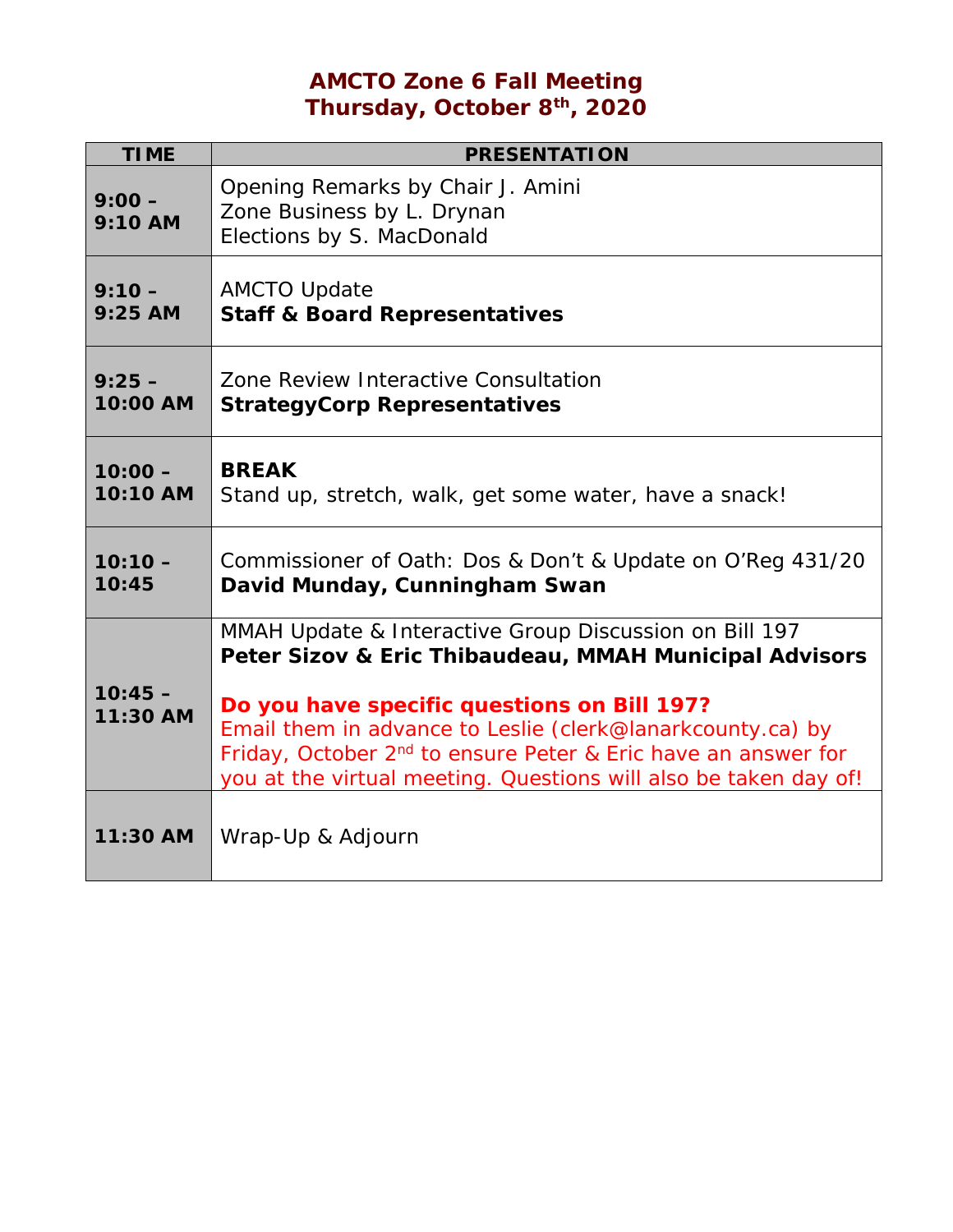# AMCTO Zone 6 Fall Meeting
## Thursday, October 8th, 2020

| TIME | PRESENTATION |
|---|---|
| **9:00 – 9:10 AM** | Opening Remarks by Chair J. Amini<br>Zone Business by L. Drynan<br>Elections by S. MacDonald |
| **9:10 – 9:25 AM** | AMCTO Update<br>**Staff & Board Representatives** |
| **9:25 – 10:00 AM** | Zone Review Interactive Consultation<br>**StrategyCorp Representatives** |
| **10:00 – 10:10 AM** | **BREAK**<br>Stand up, stretch, walk, get some water, have a snack! |
| **10:10 – 10:45** | Commissioner of Oath: Dos & Don't & Update on O'Reg 431/20<br>**David Munday, Cunningham Swan** |
| **10:45 – 11:30 AM** | MMAH Update & Interactive Group Discussion on Bill 197<br>**Peter Sizov & Eric Thibaudeau, MMAH Municipal Advisors**<br><br>**Do you have specific questions on Bill 197?**<br>Email them in advance to Leslie (clerk@lanarkcounty.ca) by Friday, October 2nd to ensure Peter & Eric have an answer for you at the virtual meeting. Questions will also be taken day of! |
| **11:30 AM** | Wrap-Up & Adjourn |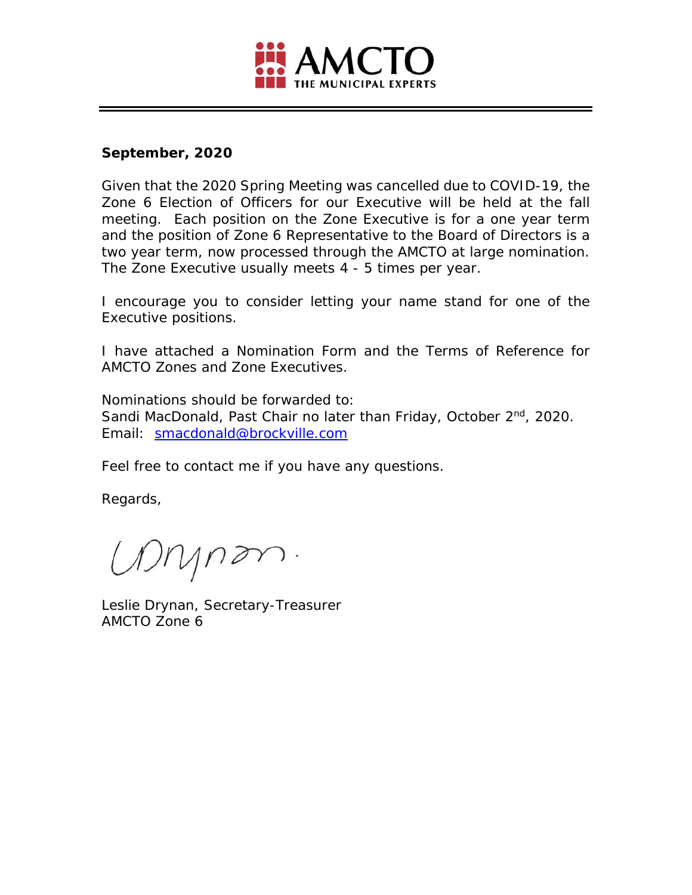AMCTO
THE MUNICIPAL EXPERTS

**September, 2020**

Given that the 2020 Spring Meeting was cancelled due to COVID-19, the Zone 6 Election of Officers for our Executive will be held at the fall meeting. Each position on the Zone Executive is for a one year term and the position of Zone 6 Representative to the Board of Directors is a two year term, now processed through the AMCTO at large nomination. The Zone Executive usually meets 4 - 5 times per year.

I encourage you to consider letting your name stand for one of the Executive positions.

I have attached a Nomination Form and the Terms of Reference for AMCTO Zones and Zone Executives.

Nominations should be forwarded to:
Sandi MacDonald, Past Chair no later than Friday, October 2nd, 2020.
Email: smacdonald@brockville.com

Feel free to contact me if you have any questions.

Regards,

Leslie Drynan, Secretary-Treasurer
AMCTO Zone 6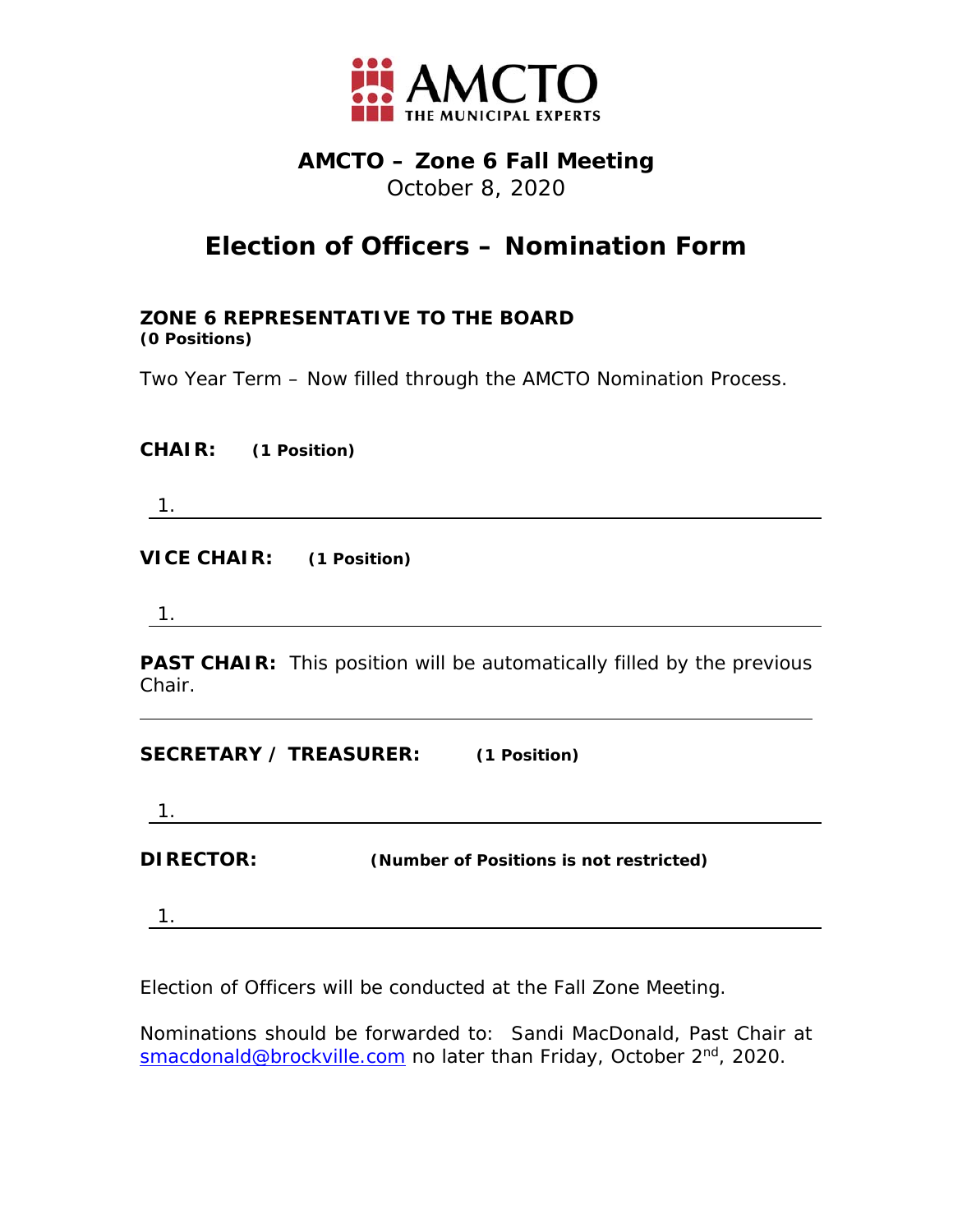AMCTO THE MUNICIPAL EXPERTS

## AMCTO – Zone 6 Fall Meeting

October 8, 2020

# Election of Officers – Nomination Form

**ZONE 6 REPRESENTATIVE TO THE BOARD**
***(0 Positions)***

Two Year Term – Now filled through the AMCTO Nomination Process.

**CHAIR:** ***(1 Position)***

1. ______________________________________________

**VICE CHAIR:** ***(1 Position)***

1. ______________________________________________

**PAST CHAIR:** This position will be automatically filled by the previous Chair.

---

**SECRETARY / TREASURER:** ***(1 Position)***

1. ______________________________________________

**DIRECTOR:** ***(Number of Positions is not restricted)***

1. ______________________________________________

Election of Officers will be conducted at the Fall Zone Meeting.

Nominations should be forwarded to: Sandi MacDonald, Past Chair at smacdonald@brockville.com no later than Friday, October 2nd, 2020.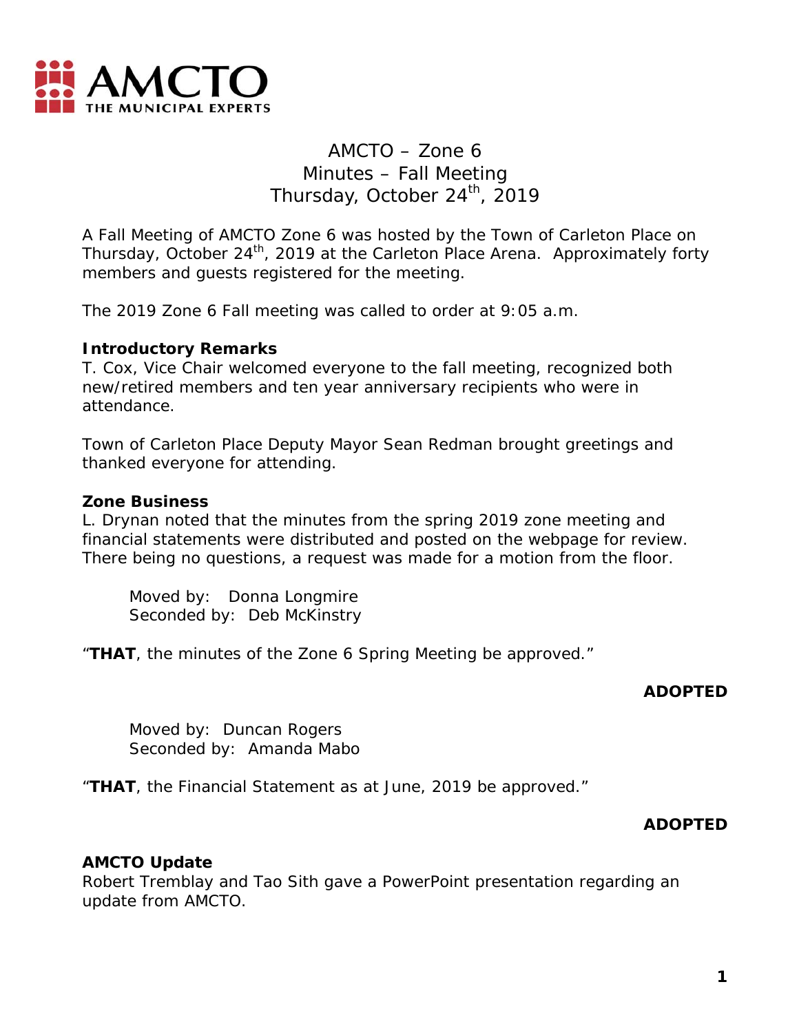AMCTO – Zone 6
Minutes – Fall Meeting
Thursday, October 24th, 2019

A Fall Meeting of AMCTO Zone 6 was hosted by the Town of Carleton Place on Thursday, October 24th, 2019 at the Carleton Place Arena. Approximately forty members and guests registered for the meeting.

The 2019 Zone 6 Fall meeting was called to order at 9:05 a.m.

**Introductory Remarks**
T. Cox, Vice Chair welcomed everyone to the fall meeting, recognized both new/retired members and ten year anniversary recipients who were in attendance.

Town of Carleton Place Deputy Mayor Sean Redman brought greetings and thanked everyone for attending.

**Zone Business**
L. Drynan noted that the minutes from the spring 2019 zone meeting and financial statements were distributed and posted on the webpage for review. There being no questions, a request was made for a motion from the floor.

Moved by: Donna Longmire
Seconded by: Deb McKinstry

"**THAT**, the minutes of the Zone 6 Spring Meeting be approved."

**ADOPTED**

Moved by: Duncan Rogers
Seconded by: Amanda Mabo

"**THAT**, the Financial Statement as at June, 2019 be approved."

**ADOPTED**

**AMCTO Update**
Robert Tremblay and Tao Sith gave a PowerPoint presentation regarding an update from AMCTO.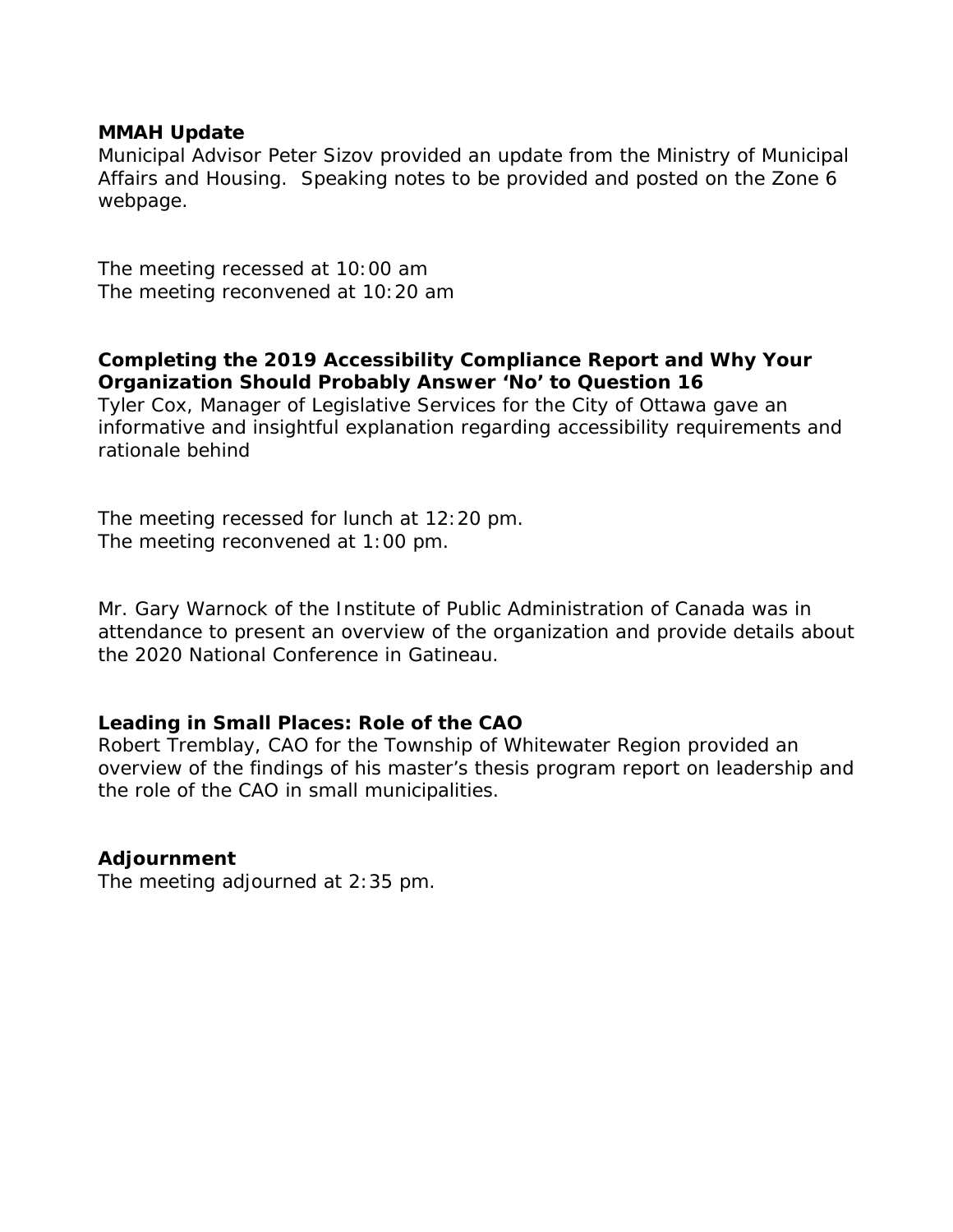**MMAH Update**

Municipal Advisor Peter Sizov provided an update from the Ministry of Municipal Affairs and Housing. Speaking notes to be provided and posted on the Zone 6 webpage.

The meeting recessed at 10:00 am
The meeting reconvened at 10:20 am

**Completing the 2019 Accessibility Compliance Report and Why Your Organization Should Probably Answer 'No' to Question 16**

Tyler Cox, Manager of Legislative Services for the City of Ottawa gave an informative and insightful explanation regarding accessibility requirements and rationale behind

The meeting recessed for lunch at 12:20 pm.
The meeting reconvened at 1:00 pm.

Mr. Gary Warnock of the Institute of Public Administration of Canada was in attendance to present an overview of the organization and provide details about the 2020 National Conference in Gatineau.

**Leading in Small Places: Role of the CAO**

Robert Tremblay, CAO for the Township of Whitewater Region provided an overview of the findings of his master's thesis program report on leadership and the role of the CAO in small municipalities.

**Adjournment**

The meeting adjourned at 2:35 pm.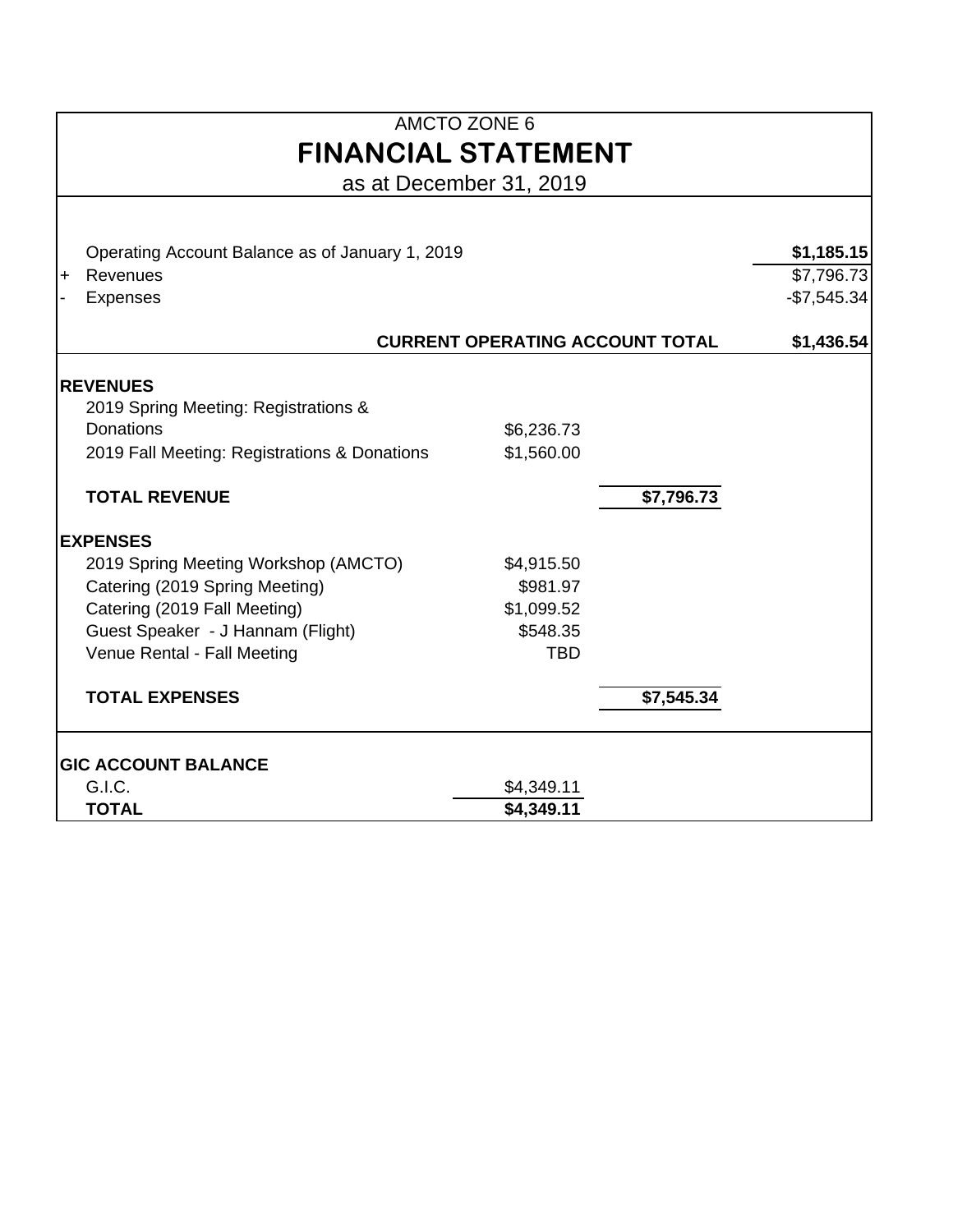AMCTO ZONE 6

# FINANCIAL STATEMENT

as at December 31, 2019

| | | | | |
|---|---|---|---|---|
| | Operating Account Balance as of January 1, 2019 | | | **$1,185.15** |
| + | Revenues | | | $7,796.73 |
| - | Expenses | | | -$7,545.34 |
| | **CURRENT OPERATING ACCOUNT TOTAL** | | | **$1,436.54** |

| | | |
|---|---|---|
| **REVENUES** | | |
| 2019 Spring Meeting: Registrations & Donations | $6,236.73 | |
| 2019 Fall Meeting: Registrations & Donations | $1,560.00 | |
| **TOTAL REVENUE** | | **$7,796.73** |
| **EXPENSES** | | |
| 2019 Spring Meeting Workshop (AMCTO) | $4,915.50 | |
| Catering (2019 Spring Meeting) | $981.97 | |
| Catering (2019 Fall Meeting) | $1,099.52 | |
| Guest Speaker - J Hannam (Flight) | $548.35 | |
| Venue Rental - Fall Meeting | TBD | |
| **TOTAL EXPENSES** | | **$7,545.34** |

| | |
|---|---|
| **GIC ACCOUNT BALANCE** | |
| G.I.C. | $4,349.11 |
| **TOTAL** | **$4,349.11** |